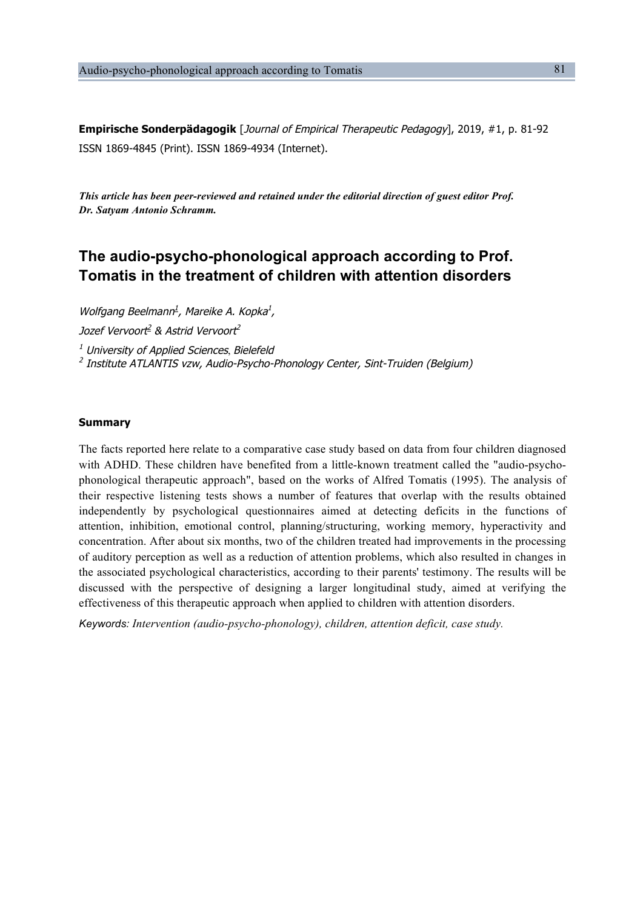**Empirische Sonderpädagogik** [*Journal of Empirical Therapeutic Pedagogy*], 2019, #1, p. 81-92
ISSN 1869-4845 (Print). ISSN 1869-4934 (Internet).

***This article has been peer-reviewed and retained under the editorial direction of guest editor Prof. Dr. Satyam Antonio Schramm.***

# The audio-psycho-phonological approach according to Prof. Tomatis in the treatment of children with attention disorders

*Wolfgang Beelmann[1], Mareike A. Kopka[1],*
*Jozef Vervoort[2] & Astrid Vervoort[2]*

*[1] University of Applied Sciences, Bielefeld*
*[2] Institute ATLANTIS vzw, Audio-Psycho-Phonology Center, Sint-Truiden (Belgium)*

## Summary

The facts reported here relate to a comparative case study based on data from four children diagnosed with ADHD. These children have benefited from a little-known treatment called the "audio-psycho-phonological therapeutic approach", based on the works of Alfred Tomatis (1995). The analysis of their respective listening tests shows a number of features that overlap with the results obtained independently by psychological questionnaires aimed at detecting deficits in the functions of attention, inhibition, emotional control, planning/structuring, working memory, hyperactivity and concentration. After about six months, two of the children treated had improvements in the processing of auditory perception as well as a reduction of attention problems, which also resulted in changes in the associated psychological characteristics, according to their parents' testimony. The results will be discussed with the perspective of designing a larger longitudinal study, aimed at verifying the effectiveness of this therapeutic approach when applied to children with attention disorders.

*Keywords: Intervention (audio-psycho-phonology), children, attention deficit, case study.*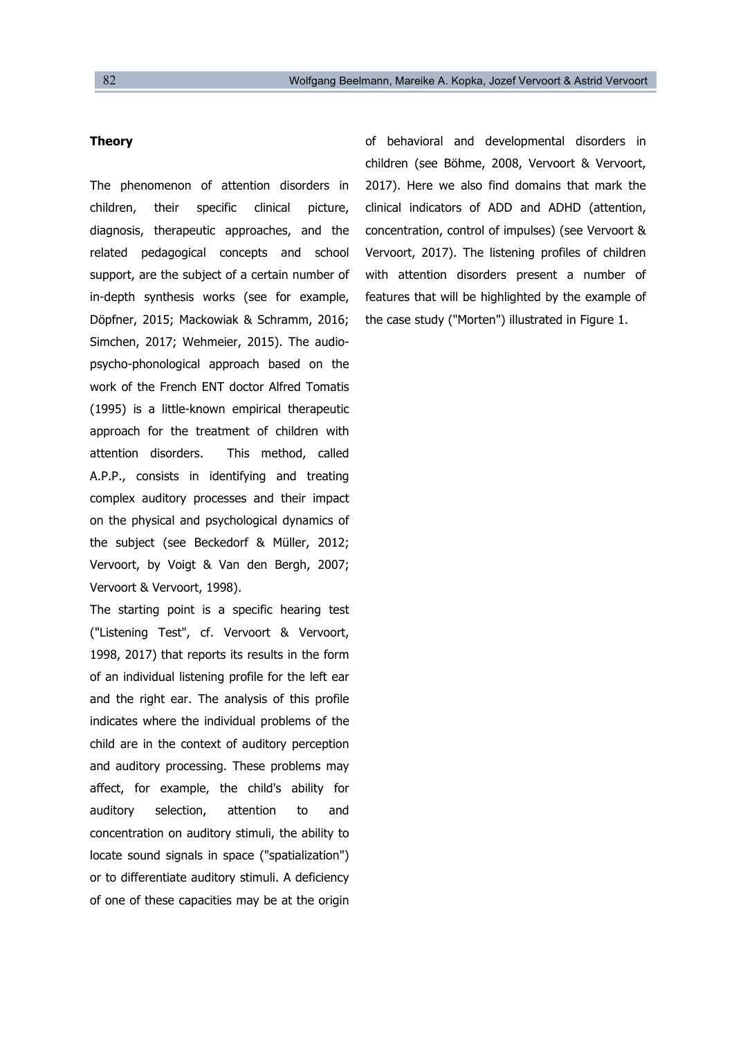## Theory

The phenomenon of attention disorders in children, their specific clinical picture, diagnosis, therapeutic approaches, and the related pedagogical concepts and school support, are the subject of a certain number of in-depth synthesis works (see for example, Döpfner, 2015; Mackowiak & Schramm, 2016; Simchen, 2017; Wehmeier, 2015). The audio-psycho-phonological approach based on the work of the French ENT doctor Alfred Tomatis (1995) is a little-known empirical therapeutic approach for the treatment of children with attention disorders. This method, called A.P.P., consists in identifying and treating complex auditory processes and their impact on the physical and psychological dynamics of the subject (see Beckedorf & Müller, 2012; Vervoort, by Voigt & Van den Bergh, 2007; Vervoort & Vervoort, 1998).

The starting point is a specific hearing test ("Listening Test", cf. Vervoort & Vervoort, 1998, 2017) that reports its results in the form of an individual listening profile for the left ear and the right ear. The analysis of this profile indicates where the individual problems of the child are in the context of auditory perception and auditory processing. These problems may affect, for example, the child's ability for auditory selection, attention to and concentration on auditory stimuli, the ability to locate sound signals in space ("spatialization") or to differentiate auditory stimuli. A deficiency of one of these capacities may be at the origin of behavioral and developmental disorders in children (see Böhme, 2008, Vervoort & Vervoort, 2017). Here we also find domains that mark the clinical indicators of ADD and ADHD (attention, concentration, control of impulses) (see Vervoort & Vervoort, 2017). The listening profiles of children with attention disorders present a number of features that will be highlighted by the example of the case study ("Morten") illustrated in Figure 1.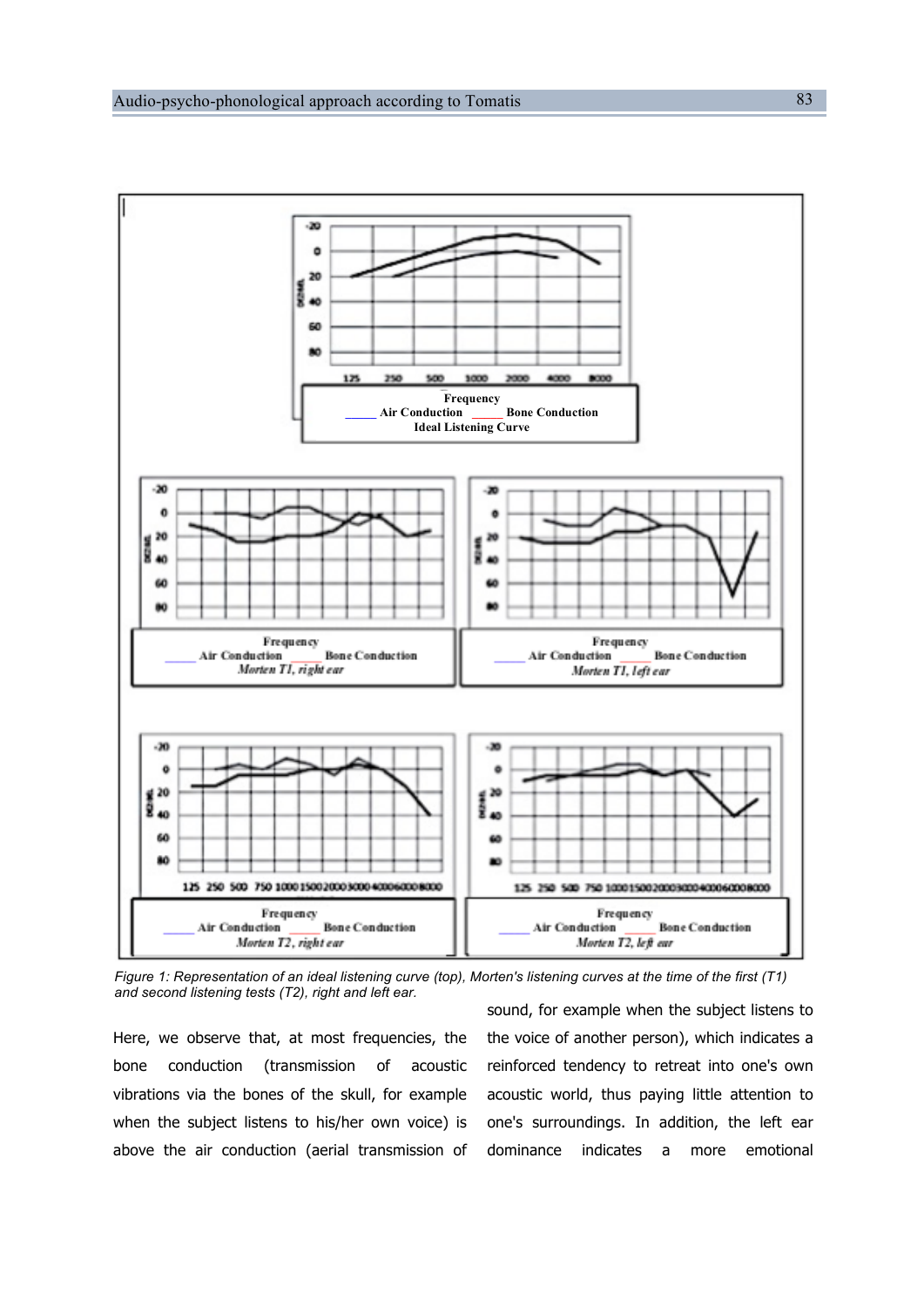Figure 1: Representation of an ideal listening curve (top), Morten's listening curves at the time of the first (T1) and second listening tests (T2), right and left ear.

Here, we observe that, at most frequencies, the bone conduction (transmission of acoustic vibrations via the bones of the skull, for example when the subject listens to his/her own voice) is above the air conduction (aerial transmission of sound, for example when the subject listens to the voice of another person), which indicates a reinforced tendency to retreat into one's own acoustic world, thus paying little attention to one's surroundings. In addition, the left ear dominance indicates a more emotional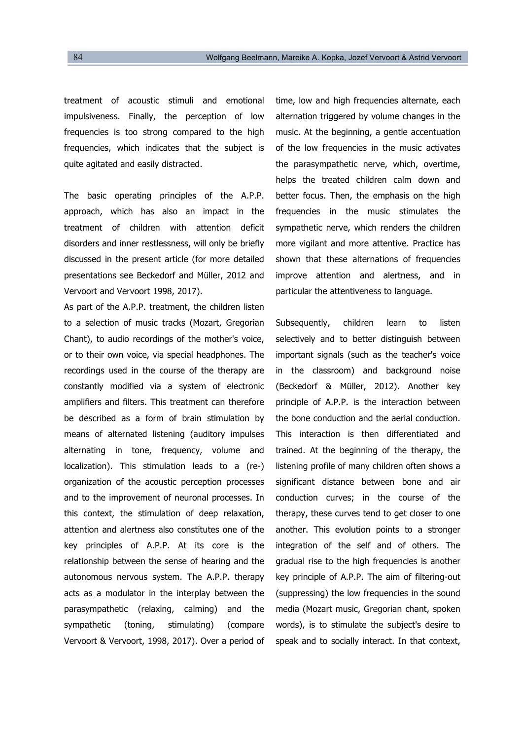treatment of acoustic stimuli and emotional impulsiveness. Finally, the perception of low frequencies is too strong compared to the high frequencies, which indicates that the subject is quite agitated and easily distracted.

The basic operating principles of the A.P.P. approach, which has also an impact in the treatment of children with attention deficit disorders and inner restlessness, will only be briefly discussed in the present article (for more detailed presentations see Beckedorf and Müller, 2012 and Vervoort and Vervoort 1998, 2017).

As part of the A.P.P. treatment, the children listen to a selection of music tracks (Mozart, Gregorian Chant), to audio recordings of the mother's voice, or to their own voice, via special headphones. The recordings used in the course of the therapy are constantly modified via a system of electronic amplifiers and filters. This treatment can therefore be described as a form of brain stimulation by means of alternated listening (auditory impulses alternating in tone, frequency, volume and localization). This stimulation leads to a (re-) organization of the acoustic perception processes and to the improvement of neuronal processes. In this context, the stimulation of deep relaxation, attention and alertness also constitutes one of the key principles of A.P.P. At its core is the relationship between the sense of hearing and the autonomous nervous system. The A.P.P. therapy acts as a modulator in the interplay between the parasympathetic (relaxing, calming) and the sympathetic (toning, stimulating) (compare Vervoort & Vervoort, 1998, 2017). Over a period of time, low and high frequencies alternate, each alternation triggered by volume changes in the music. At the beginning, a gentle accentuation of the low frequencies in the music activates the parasympathetic nerve, which, overtime, helps the treated children calm down and better focus. Then, the emphasis on the high frequencies in the music stimulates the sympathetic nerve, which renders the children more vigilant and more attentive. Practice has shown that these alternations of frequencies improve attention and alertness, and in particular the attentiveness to language.

Subsequently, children learn to listen selectively and to better distinguish between important signals (such as the teacher's voice in the classroom) and background noise (Beckedorf & Müller, 2012). Another key principle of A.P.P. is the interaction between the bone conduction and the aerial conduction. This interaction is then differentiated and trained. At the beginning of the therapy, the listening profile of many children often shows a significant distance between bone and air conduction curves; in the course of the therapy, these curves tend to get closer to one another. This evolution points to a stronger integration of the self and of others. The gradual rise to the high frequencies is another key principle of A.P.P. The aim of filtering-out (suppressing) the low frequencies in the sound media (Mozart music, Gregorian chant, spoken words), is to stimulate the subject's desire to speak and to socially interact. In that context,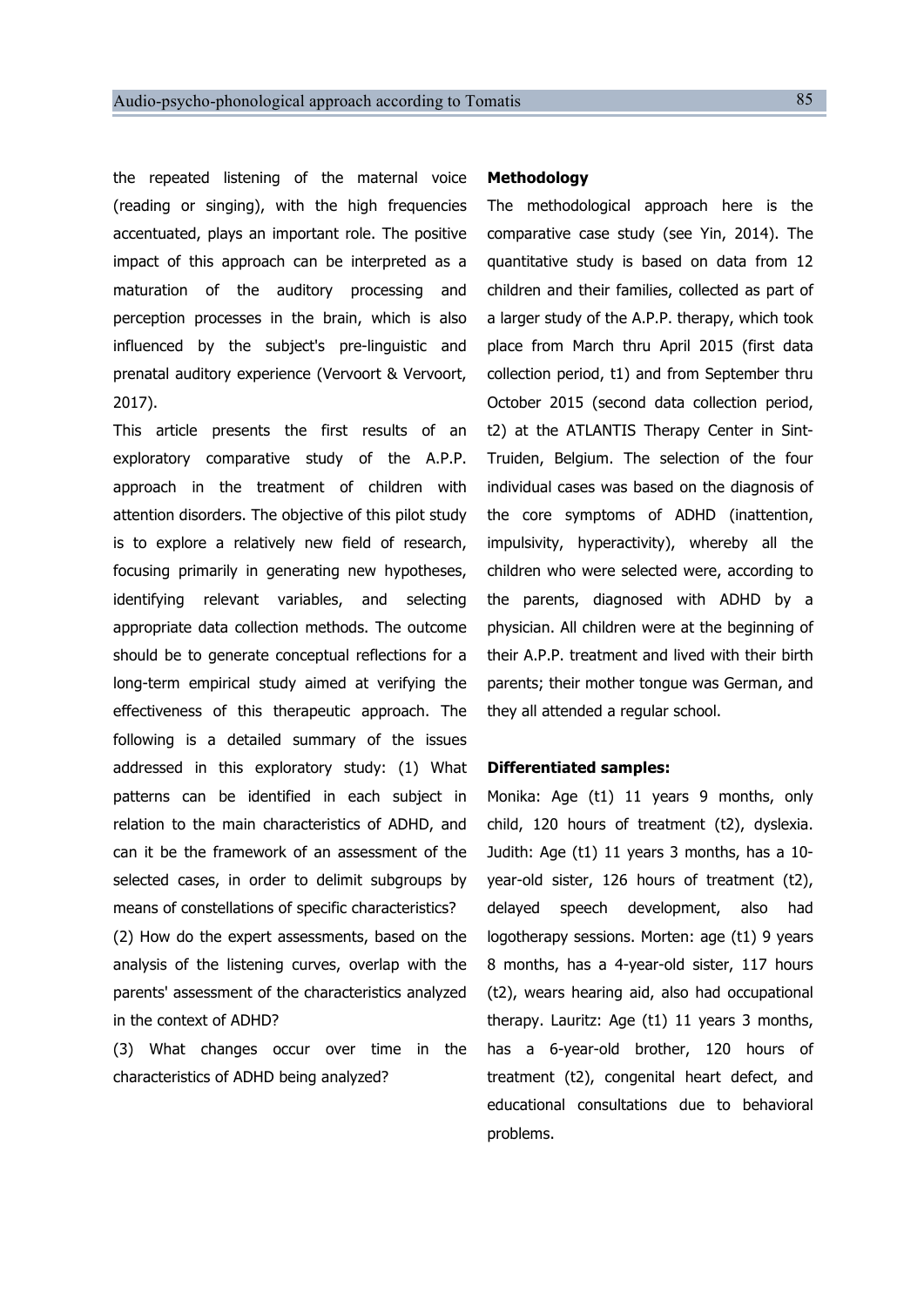the repeated listening of the maternal voice (reading or singing), with the high frequencies accentuated, plays an important role. The positive impact of this approach can be interpreted as a maturation of the auditory processing and perception processes in the brain, which is also influenced by the subject's pre-linguistic and prenatal auditory experience (Vervoort & Vervoort, 2017).

This article presents the first results of an exploratory comparative study of the A.P.P. approach in the treatment of children with attention disorders. The objective of this pilot study is to explore a relatively new field of research, focusing primarily in generating new hypotheses, identifying relevant variables, and selecting appropriate data collection methods. The outcome should be to generate conceptual reflections for a long-term empirical study aimed at verifying the effectiveness of this therapeutic approach. The following is a detailed summary of the issues addressed in this exploratory study: (1) What patterns can be identified in each subject in relation to the main characteristics of ADHD, and can it be the framework of an assessment of the selected cases, in order to delimit subgroups by means of constellations of specific characteristics?

(2) How do the expert assessments, based on the analysis of the listening curves, overlap with the parents' assessment of the characteristics analyzed in the context of ADHD?

(3) What changes occur over time in the characteristics of ADHD being analyzed?

**Methodology**

The methodological approach here is the comparative case study (see Yin, 2014). The quantitative study is based on data from 12 children and their families, collected as part of a larger study of the A.P.P. therapy, which took place from March thru April 2015 (first data collection period, t1) and from September thru October 2015 (second data collection period, t2) at the ATLANTIS Therapy Center in Sint-Truiden, Belgium. The selection of the four individual cases was based on the diagnosis of the core symptoms of ADHD (inattention, impulsivity, hyperactivity), whereby all the children who were selected were, according to the parents, diagnosed with ADHD by a physician. All children were at the beginning of their A.P.P. treatment and lived with their birth parents; their mother tongue was German, and they all attended a regular school.

**Differentiated samples:**

Monika: Age (t1) 11 years 9 months, only child, 120 hours of treatment (t2), dyslexia. Judith: Age (t1) 11 years 3 months, has a 10-year-old sister, 126 hours of treatment (t2), delayed speech development, also had logotherapy sessions. Morten: age (t1) 9 years 8 months, has a 4-year-old sister, 117 hours (t2), wears hearing aid, also had occupational therapy. Lauritz: Age (t1) 11 years 3 months, has a 6-year-old brother, 120 hours of treatment (t2), congenital heart defect, and educational consultations due to behavioral problems.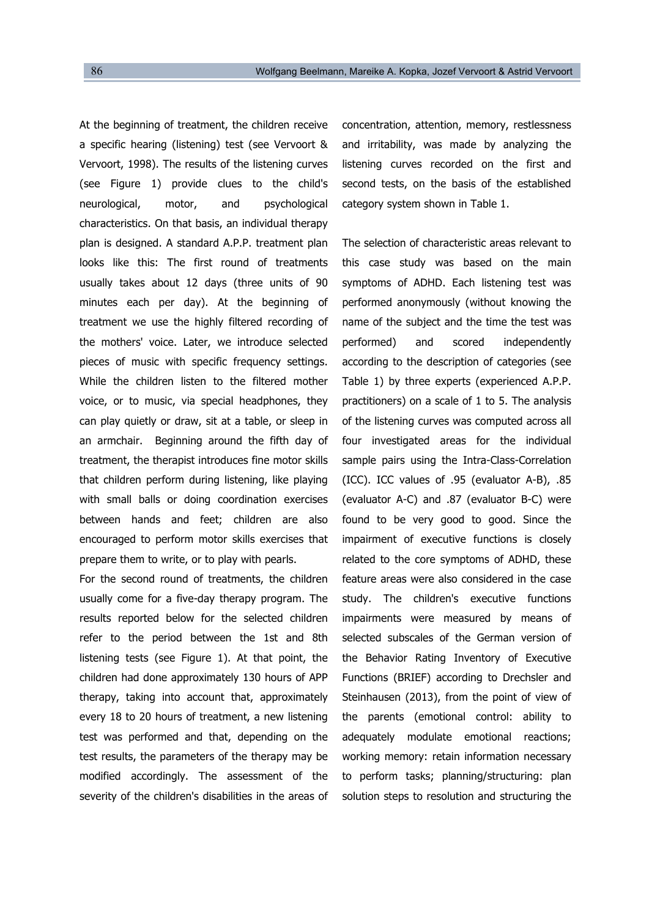At the beginning of treatment, the children receive a specific hearing (listening) test (see Vervoort & Vervoort, 1998). The results of the listening curves (see Figure 1) provide clues to the child's neurological, motor, and psychological characteristics. On that basis, an individual therapy plan is designed. A standard A.P.P. treatment plan looks like this: The first round of treatments usually takes about 12 days (three units of 90 minutes each per day). At the beginning of treatment we use the highly filtered recording of the mothers' voice. Later, we introduce selected pieces of music with specific frequency settings. While the children listen to the filtered mother voice, or to music, via special headphones, they can play quietly or draw, sit at a table, or sleep in an armchair. Beginning around the fifth day of treatment, the therapist introduces fine motor skills that children perform during listening, like playing with small balls or doing coordination exercises between hands and feet; children are also encouraged to perform motor skills exercises that prepare them to write, or to play with pearls.

For the second round of treatments, the children usually come for a five-day therapy program. The results reported below for the selected children refer to the period between the 1st and 8th listening tests (see Figure 1). At that point, the children had done approximately 130 hours of APP therapy, taking into account that, approximately every 18 to 20 hours of treatment, a new listening test was performed and that, depending on the test results, the parameters of the therapy may be modified accordingly. The assessment of the severity of the children's disabilities in the areas of concentration, attention, memory, restlessness and irritability, was made by analyzing the listening curves recorded on the first and second tests, on the basis of the established category system shown in Table 1.

The selection of characteristic areas relevant to this case study was based on the main symptoms of ADHD. Each listening test was performed anonymously (without knowing the name of the subject and the time the test was performed) and scored independently according to the description of categories (see Table 1) by three experts (experienced A.P.P. practitioners) on a scale of 1 to 5. The analysis of the listening curves was computed across all four investigated areas for the individual sample pairs using the Intra-Class-Correlation (ICC). ICC values of .95 (evaluator A-B), .85 (evaluator A-C) and .87 (evaluator B-C) were found to be very good to good. Since the impairment of executive functions is closely related to the core symptoms of ADHD, these feature areas were also considered in the case study. The children's executive functions impairments were measured by means of selected subscales of the German version of the Behavior Rating Inventory of Executive Functions (BRIEF) according to Drechsler and Steinhausen (2013), from the point of view of the parents (emotional control: ability to adequately modulate emotional reactions; working memory: retain information necessary to perform tasks; planning/structuring: plan solution steps to resolution and structuring the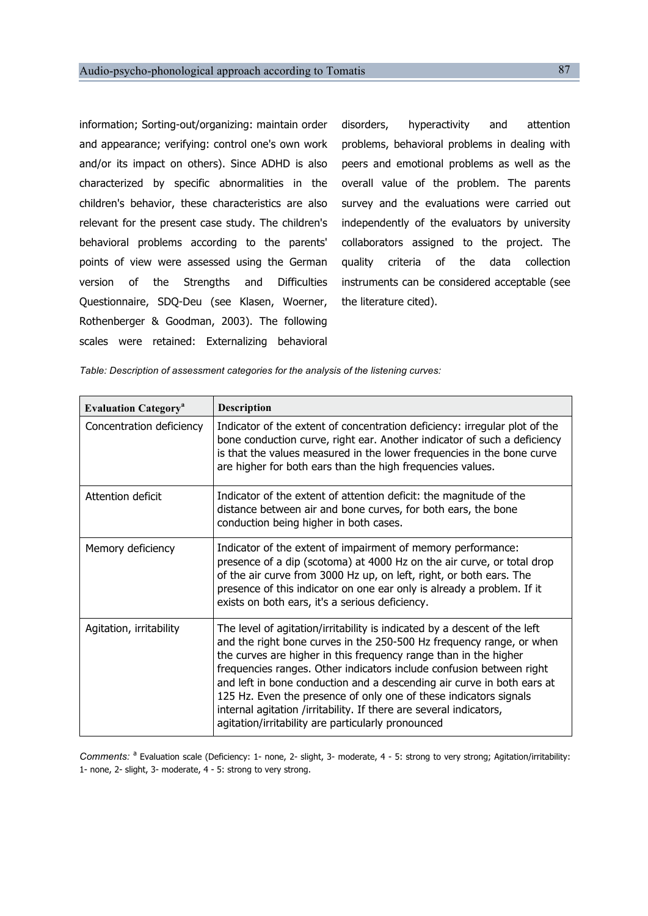information; Sorting-out/organizing: maintain order and appearance; verifying: control one's own work and/or its impact on others). Since ADHD is also characterized by specific abnormalities in the children's behavior, these characteristics are also relevant for the present case study. The children's behavioral problems according to the parents' points of view were assessed using the German version of the Strengths and Difficulties Questionnaire, SDQ-Deu (see Klasen, Woerner, Rothenberger & Goodman, 2003). The following scales were retained: Externalizing behavioral disorders, hyperactivity and attention problems, behavioral problems in dealing with peers and emotional problems as well as the overall value of the problem. The parents survey and the evaluations were carried out independently of the evaluators by university collaborators assigned to the project. The quality criteria of the data collection instruments can be considered acceptable (see the literature cited).

*Table: Description of assessment categories for the analysis of the listening curves:*

| **Evaluation Category[a]** | **Description** |
|---|---|
| Concentration deficiency | Indicator of the extent of concentration deficiency: irregular plot of the bone conduction curve, right ear. Another indicator of such a deficiency is that the values measured in the lower frequencies in the bone curve are higher for both ears than the high frequencies values. |
| Attention deficit | Indicator of the extent of attention deficit: the magnitude of the distance between air and bone curves, for both ears, the bone conduction being higher in both cases. |
| Memory deficiency | Indicator of the extent of impairment of memory performance: presence of a dip (scotoma) at 4000 Hz on the air curve, or total drop of the air curve from 3000 Hz up, on left, right, or both ears. The presence of this indicator on one ear only is already a problem. If it exists on both ears, it's a serious deficiency. |
| Agitation, irritability | The level of agitation/irritability is indicated by a descent of the left and the right bone curves in the 250-500 Hz frequency range, or when the curves are higher in this frequency range than in the higher frequencies ranges. Other indicators include confusion between right and left in bone conduction and a descending air curve in both ears at 125 Hz. Even the presence of only one of these indicators signals internal agitation /irritability. If there are several indicators, agitation/irritability are particularly pronounced |

*Comments:* [a] Evaluation scale (Deficiency: 1- none, 2- slight, 3- moderate, 4 - 5: strong to very strong; Agitation/irritability: 1- none, 2- slight, 3- moderate, 4 - 5: strong to very strong.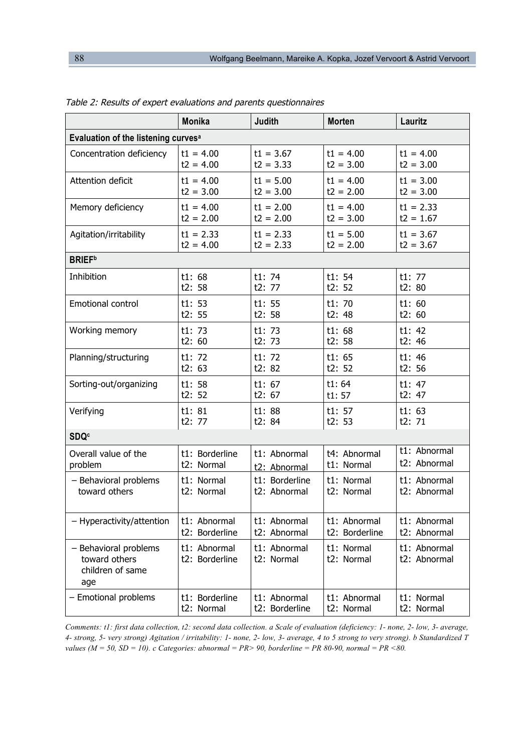*Table 2: Results of expert evaluations and parents questionnaires*

| | Monika | Judith | Morten | Lauritz |
|---|---|---|---|---|
| **Evaluation of the listening curves[a]** | | | | |
| Concentration deficiency | t1 = 4.00<br>t2 = 4.00 | t1 = 3.67<br>t2 = 3.33 | t1 = 4.00<br>t2 = 3.00 | t1 = 4.00<br>t2 = 3.00 |
| Attention deficit | t1 = 4.00<br>t2 = 3.00 | t1 = 5.00<br>t2 = 3.00 | t1 = 4.00<br>t2 = 2.00 | t1 = 3.00<br>t2 = 3.00 |
| Memory deficiency | t1 = 4.00<br>t2 = 2.00 | t1 = 2.00<br>t2 = 2.00 | t1 = 4.00<br>t2 = 3.00 | t1 = 2.33<br>t2 = 1.67 |
| Agitation/irritability | t1 = 2.33<br>t2 = 4.00 | t1 = 2.33<br>t2 = 2.33 | t1 = 5.00<br>t2 = 2.00 | t1 = 3.67<br>t2 = 3.67 |
| **BRIEF[b]** | | | | |
| Inhibition | t1: 68<br>t2: 58 | t1: 74<br>t2: 77 | t1: 54<br>t2: 52 | t1: 77<br>t2: 80 |
| Emotional control | t1: 53<br>t2: 55 | t1: 55<br>t2: 58 | t1: 70<br>t2: 48 | t1: 60<br>t2: 60 |
| Working memory | t1: 73<br>t2: 60 | t1: 73<br>t2: 73 | t1: 68<br>t2: 58 | t1: 42<br>t2: 46 |
| Planning/structuring | t1: 72<br>t2: 63 | t1: 72<br>t2: 82 | t1: 65<br>t2: 52 | t1: 46<br>t2: 56 |
| Sorting-out/organizing | t1: 58<br>t2: 52 | t1: 67<br>t2: 67 | t1: 64<br>t1: 57 | t1: 47<br>t2: 47 |
| Verifying | t1: 81<br>t2: 77 | t1: 88<br>t2: 84 | t1: 57<br>t2: 53 | t1: 63<br>t2: 71 |
| **SDQ[c]** | | | | |
| Overall value of the problem | t1: Borderline<br>t2: Normal | t1: Abnormal<br>t2: Abnormal | t4: Abnormal<br>t1: Normal | t1: Abnormal<br>t2: Abnormal |
| – Behavioral problems toward others | t1: Normal<br>t2: Normal | t1: Borderline<br>t2: Abnormal | t1: Normal<br>t2: Normal | t1: Abnormal<br>t2: Abnormal |
| – Hyperactivity/attention | t1: Abnormal<br>t2: Borderline | t1: Abnormal<br>t2: Abnormal | t1: Abnormal<br>t2: Borderline | t1: Abnormal<br>t2: Abnormal |
| – Behavioral problems toward others children of same age | t1: Abnormal<br>t2: Borderline | t1: Abnormal<br>t2: Normal | t1: Normal<br>t2: Normal | t1: Abnormal<br>t2: Abnormal |
| – Emotional problems | t1: Borderline<br>t2: Normal | t1: Abnormal<br>t2: Borderline | t1: Abnormal<br>t2: Normal | t1: Normal<br>t2: Normal |

*Comments: t1: first data collection, t2: second data collection. a Scale of evaluation (deficiency: 1- none, 2- low, 3- average, 4- strong, 5- very strong) Agitation / irritability: 1- none, 2- low, 3- average, 4 to 5 strong to very strong). b Standardized T values ($M = 50$, $SD = 10$). c Categories: abnormal = PR> 90, borderline = PR 80-90, normal = PR <80.*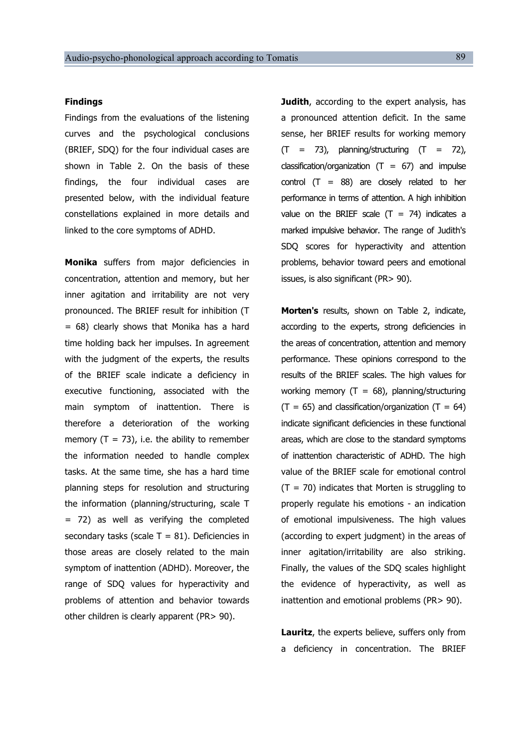### Findings

Findings from the evaluations of the listening curves and the psychological conclusions (BRIEF, SDQ) for the four individual cases are shown in Table 2. On the basis of these findings, the four individual cases are presented below, with the individual feature constellations explained in more details and linked to the core symptoms of ADHD.

**Monika** suffers from major deficiencies in concentration, attention and memory, but her inner agitation and irritability are not very pronounced. The BRIEF result for inhibition (T = 68) clearly shows that Monika has a hard time holding back her impulses. In agreement with the judgment of the experts, the results of the BRIEF scale indicate a deficiency in executive functioning, associated with the main symptom of inattention. There is therefore a deterioration of the working memory (T = 73), i.e. the ability to remember the information needed to handle complex tasks. At the same time, she has a hard time planning steps for resolution and structuring the information (planning/structuring, scale T = 72) as well as verifying the completed secondary tasks (scale T = 81). Deficiencies in those areas are closely related to the main symptom of inattention (ADHD). Moreover, the range of SDQ values for hyperactivity and problems of attention and behavior towards other children is clearly apparent (PR> 90).

**Judith**, according to the expert analysis, has a pronounced attention deficit. In the same sense, her BRIEF results for working memory (T = 73), planning/structuring (T = 72), classification/organization (T = 67) and impulse control (T = 88) are closely related to her performance in terms of attention. A high inhibition value on the BRIEF scale (T = 74) indicates a marked impulsive behavior. The range of Judith's SDQ scores for hyperactivity and attention problems, behavior toward peers and emotional issues, is also significant (PR> 90).

**Morten's** results, shown on Table 2, indicate, according to the experts, strong deficiencies in the areas of concentration, attention and memory performance. These opinions correspond to the results of the BRIEF scales. The high values for working memory (T = 68), planning/structuring (T = 65) and classification/organization (T = 64) indicate significant deficiencies in these functional areas, which are close to the standard symptoms of inattention characteristic of ADHD. The high value of the BRIEF scale for emotional control (T = 70) indicates that Morten is struggling to properly regulate his emotions - an indication of emotional impulsiveness. The high values (according to expert judgment) in the areas of inner agitation/irritability are also striking. Finally, the values of the SDQ scales highlight the evidence of hyperactivity, as well as inattention and emotional problems (PR> 90).

**Lauritz**, the experts believe, suffers only from a deficiency in concentration. The BRIEF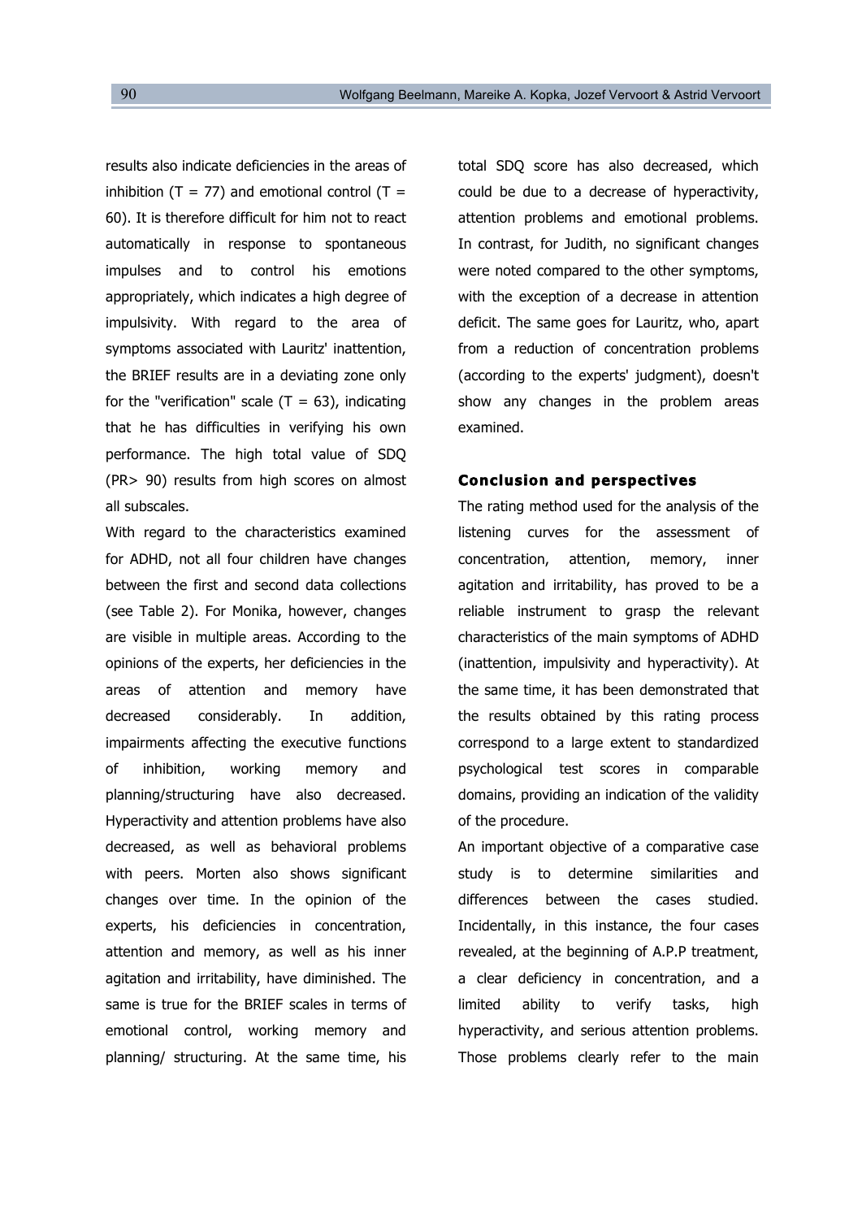results also indicate deficiencies in the areas of inhibition (T = 77) and emotional control (T = 60). It is therefore difficult for him not to react automatically in response to spontaneous impulses and to control his emotions appropriately, which indicates a high degree of impulsivity. With regard to the area of symptoms associated with Lauritz' inattention, the BRIEF results are in a deviating zone only for the "verification" scale (T = 63), indicating that he has difficulties in verifying his own performance. The high total value of SDQ (PR> 90) results from high scores on almost all subscales.

With regard to the characteristics examined for ADHD, not all four children have changes between the first and second data collections (see Table 2). For Monika, however, changes are visible in multiple areas. According to the opinions of the experts, her deficiencies in the areas of attention and memory have decreased considerably. In addition, impairments affecting the executive functions of inhibition, working memory and planning/structuring have also decreased. Hyperactivity and attention problems have also decreased, as well as behavioral problems with peers. Morten also shows significant changes over time. In the opinion of the experts, his deficiencies in concentration, attention and memory, as well as his inner agitation and irritability, have diminished. The same is true for the BRIEF scales in terms of emotional control, working memory and planning/ structuring. At the same time, his total SDQ score has also decreased, which could be due to a decrease of hyperactivity, attention problems and emotional problems. In contrast, for Judith, no significant changes were noted compared to the other symptoms, with the exception of a decrease in attention deficit. The same goes for Lauritz, who, apart from a reduction of concentration problems (according to the experts' judgment), doesn't show any changes in the problem areas examined.

## Conclusion and perspectives

The rating method used for the analysis of the listening curves for the assessment of concentration, attention, memory, inner agitation and irritability, has proved to be a reliable instrument to grasp the relevant characteristics of the main symptoms of ADHD (inattention, impulsivity and hyperactivity). At the same time, it has been demonstrated that the results obtained by this rating process correspond to a large extent to standardized psychological test scores in comparable domains, providing an indication of the validity of the procedure.

An important objective of a comparative case study is to determine similarities and differences between the cases studied. Incidentally, in this instance, the four cases revealed, at the beginning of A.P.P treatment, a clear deficiency in concentration, and a limited ability to verify tasks, high hyperactivity, and serious attention problems. Those problems clearly refer to the main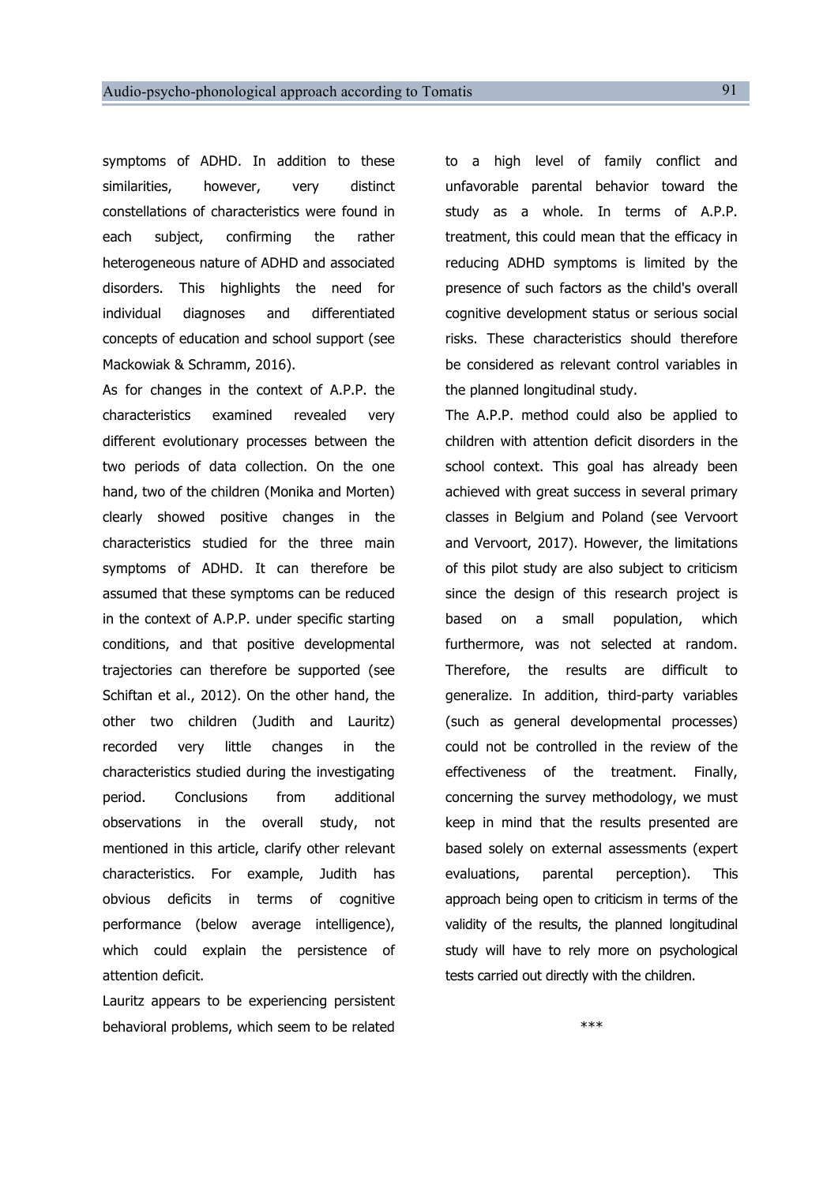symptoms of ADHD. In addition to these similarities, however, very distinct constellations of characteristics were found in each subject, confirming the rather heterogeneous nature of ADHD and associated disorders. This highlights the need for individual diagnoses and differentiated concepts of education and school support (see Mackowiak & Schramm, 2016).

As for changes in the context of A.P.P. the characteristics examined revealed very different evolutionary processes between the two periods of data collection. On the one hand, two of the children (Monika and Morten) clearly showed positive changes in the characteristics studied for the three main symptoms of ADHD. It can therefore be assumed that these symptoms can be reduced in the context of A.P.P. under specific starting conditions, and that positive developmental trajectories can therefore be supported (see Schiftan et al., 2012). On the other hand, the other two children (Judith and Lauritz) recorded very little changes in the characteristics studied during the investigating period. Conclusions from additional observations in the overall study, not mentioned in this article, clarify other relevant characteristics. For example, Judith has obvious deficits in terms of cognitive performance (below average intelligence), which could explain the persistence of attention deficit.

Lauritz appears to be experiencing persistent behavioral problems, which seem to be related to a high level of family conflict and unfavorable parental behavior toward the study as a whole. In terms of A.P.P. treatment, this could mean that the efficacy in reducing ADHD symptoms is limited by the presence of such factors as the child's overall cognitive development status or serious social risks. These characteristics should therefore be considered as relevant control variables in the planned longitudinal study.

The A.P.P. method could also be applied to children with attention deficit disorders in the school context. This goal has already been achieved with great success in several primary classes in Belgium and Poland (see Vervoort and Vervoort, 2017). However, the limitations of this pilot study are also subject to criticism since the design of this research project is based on a small population, which furthermore, was not selected at random. Therefore, the results are difficult to generalize. In addition, third-party variables (such as general developmental processes) could not be controlled in the review of the effectiveness of the treatment. Finally, concerning the survey methodology, we must keep in mind that the results presented are based solely on external assessments (expert evaluations, parental perception). This approach being open to criticism in terms of the validity of the results, the planned longitudinal study will have to rely more on psychological tests carried out directly with the children.

***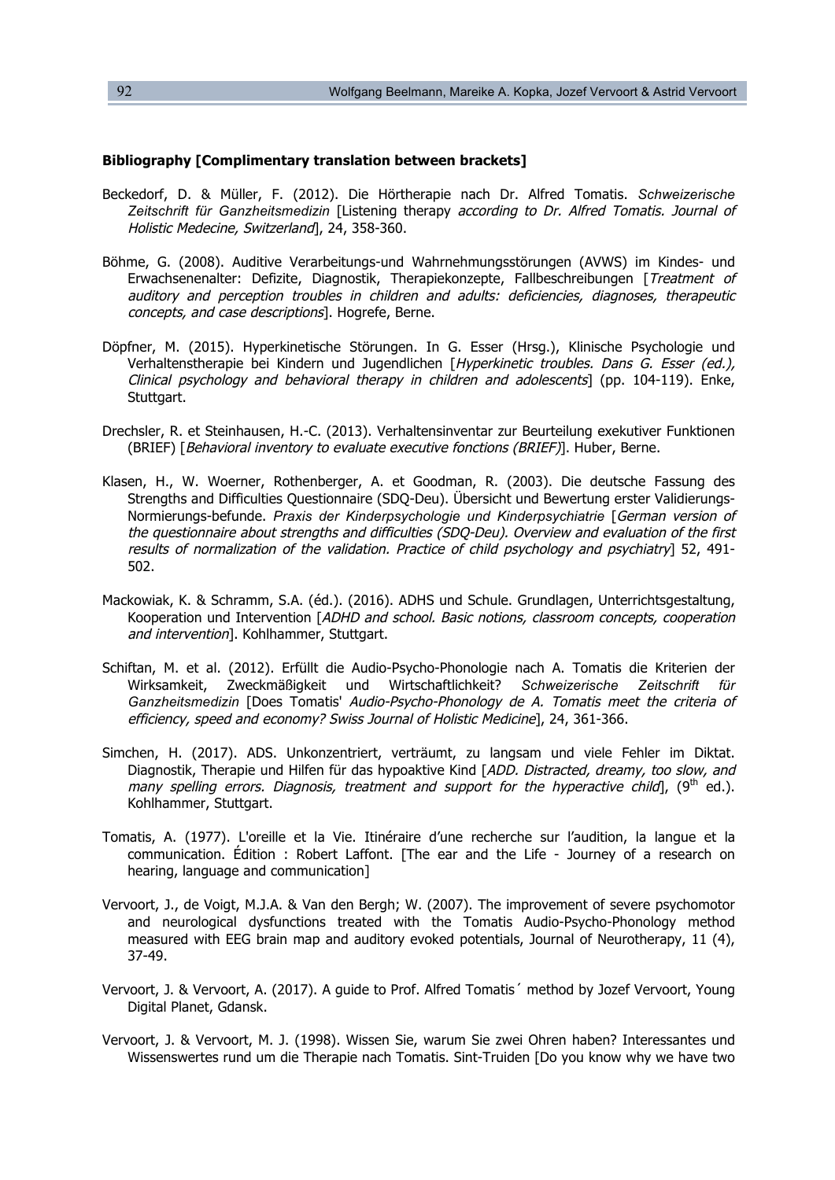**Bibliography [Complimentary translation between brackets]**

Beckedorf, D. & Müller, F. (2012). Die Hörtherapie nach Dr. Alfred Tomatis. *Schweizerische Zeitschrift für Ganzheitsmedizin* [Listening therapy *according to Dr. Alfred Tomatis. Journal of Holistic Medecine, Switzerland*], 24, 358-360.

Böhme, G. (2008). Auditive Verarbeitungs-und Wahrnehmungsstörungen (AVWS) im Kindes- und Erwachsenenalter: Defizite, Diagnostik, Therapiekonzepte, Fallbeschreibungen [*Treatment of auditory and perception troubles in children and adults: deficiencies, diagnoses, therapeutic concepts, and case descriptions*]. Hogrefe, Berne.

Döpfner, M. (2015). Hyperkinetische Störungen. In G. Esser (Hrsg.), Klinische Psychologie und Verhaltenstherapie bei Kindern und Jugendlichen [*Hyperkinetic troubles. Dans G. Esser (ed.), Clinical psychology and behavioral therapy in children and adolescents*] (pp. 104-119). Enke, Stuttgart.

Drechsler, R. et Steinhausen, H.-C. (2013). Verhaltensinventar zur Beurteilung exekutiver Funktionen (BRIEF) [*Behavioral inventory to evaluate executive fonctions (BRIEF)*]. Huber, Berne.

Klasen, H., W. Woerner, Rothenberger, A. et Goodman, R. (2003). Die deutsche Fassung des Strengths and Difficulties Questionnaire (SDQ-Deu). Übersicht und Bewertung erster Validierungs-Normierungs-befunde. *Praxis der Kinderpsychologie und Kinderpsychiatrie* [*German version of the questionnaire about strengths and difficulties (SDQ-Deu). Overview and evaluation of the first results of normalization of the validation. Practice of child psychology and psychiatry*] 52, 491-502.

Mackowiak, K. & Schramm, S.A. (éd.). (2016). ADHS und Schule. Grundlagen, Unterrichtsgestaltung, Kooperation und Intervention [*ADHD and school. Basic notions, classroom concepts, cooperation and intervention*]. Kohlhammer, Stuttgart.

Schiftan, M. et al. (2012). Erfüllt die Audio-Psycho-Phonologie nach A. Tomatis die Kriterien der Wirksamkeit, Zweckmäßigkeit und Wirtschaftlichkeit? *Schweizerische Zeitschrift für Ganzheitsmedizin* [Does Tomatis' *Audio-Psycho-Phonology de A. Tomatis meet the criteria of efficiency, speed and economy? Swiss Journal of Holistic Medicine*], 24, 361-366.

Simchen, H. (2017). ADS. Unkonzentriert, verträumt, zu langsam und viele Fehler im Diktat. Diagnostik, Therapie und Hilfen für das hypoaktive Kind [*ADD. Distracted, dreamy, too slow, and many spelling errors. Diagnosis, treatment and support for the hyperactive child*], (9th ed.). Kohlhammer, Stuttgart.

Tomatis, A. (1977). L'oreille et la Vie. Itinéraire d'une recherche sur l'audition, la langue et la communication. Édition : Robert Laffont. [The ear and the Life - Journey of a research on hearing, language and communication]

Vervoort, J., de Voigt, M.J.A. & Van den Bergh; W. (2007). The improvement of severe psychomotor and neurological dysfunctions treated with the Tomatis Audio-Psycho-Phonology method measured with EEG brain map and auditory evoked potentials, Journal of Neurotherapy, 11 (4), 37-49.

Vervoort, J. & Vervoort, A. (2017). A guide to Prof. Alfred Tomatis´ method by Jozef Vervoort, Young Digital Planet, Gdansk.

Vervoort, J. & Vervoort, M. J. (1998). Wissen Sie, warum Sie zwei Ohren haben? Interessantes und Wissenswertes rund um die Therapie nach Tomatis. Sint-Truiden [Do you know why we have two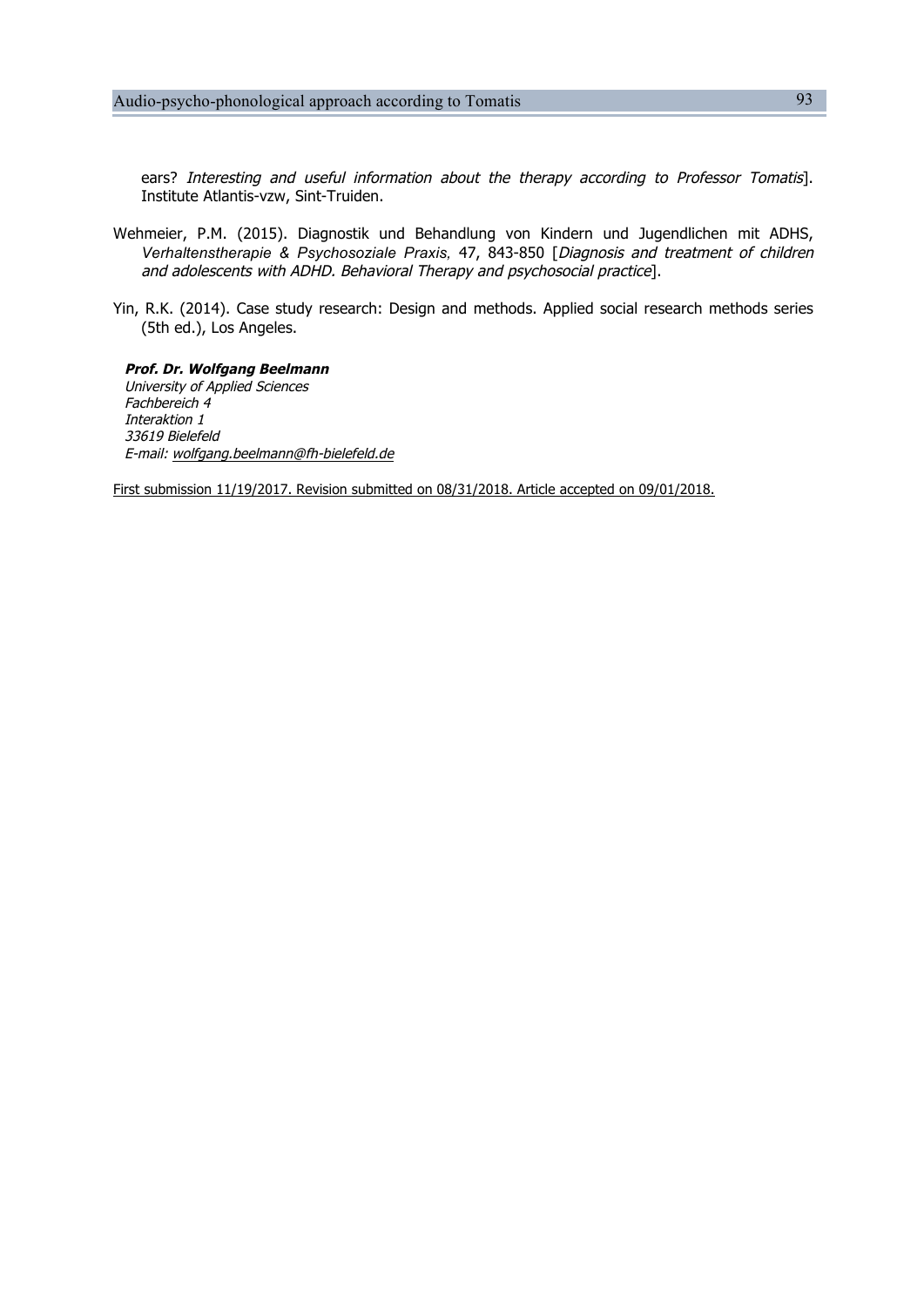ears? *Interesting and useful information about the therapy according to Professor Tomatis*]. Institute Atlantis-vzw, Sint-Truiden.

Wehmeier, P.M. (2015). Diagnostik und Behandlung von Kindern und Jugendlichen mit ADHS, *Verhaltenstherapie & Psychosoziale Praxis,* 47, 843-850 [*Diagnosis and treatment of children and adolescents with ADHD. Behavioral Therapy and psychosocial practice*].

Yin, R.K. (2014). Case study research: Design and methods. Applied social research methods series (5th ed.), Los Angeles.

***Prof. Dr. Wolfgang Beelmann***
*University of Applied Sciences*
*Fachbereich 4*
*Interaktion 1*
*33619 Bielefeld*
*E-mail: wolfgang.beelmann@fh-bielefeld.de*

First submission 11/19/2017. Revision submitted on 08/31/2018. Article accepted on 09/01/2018.